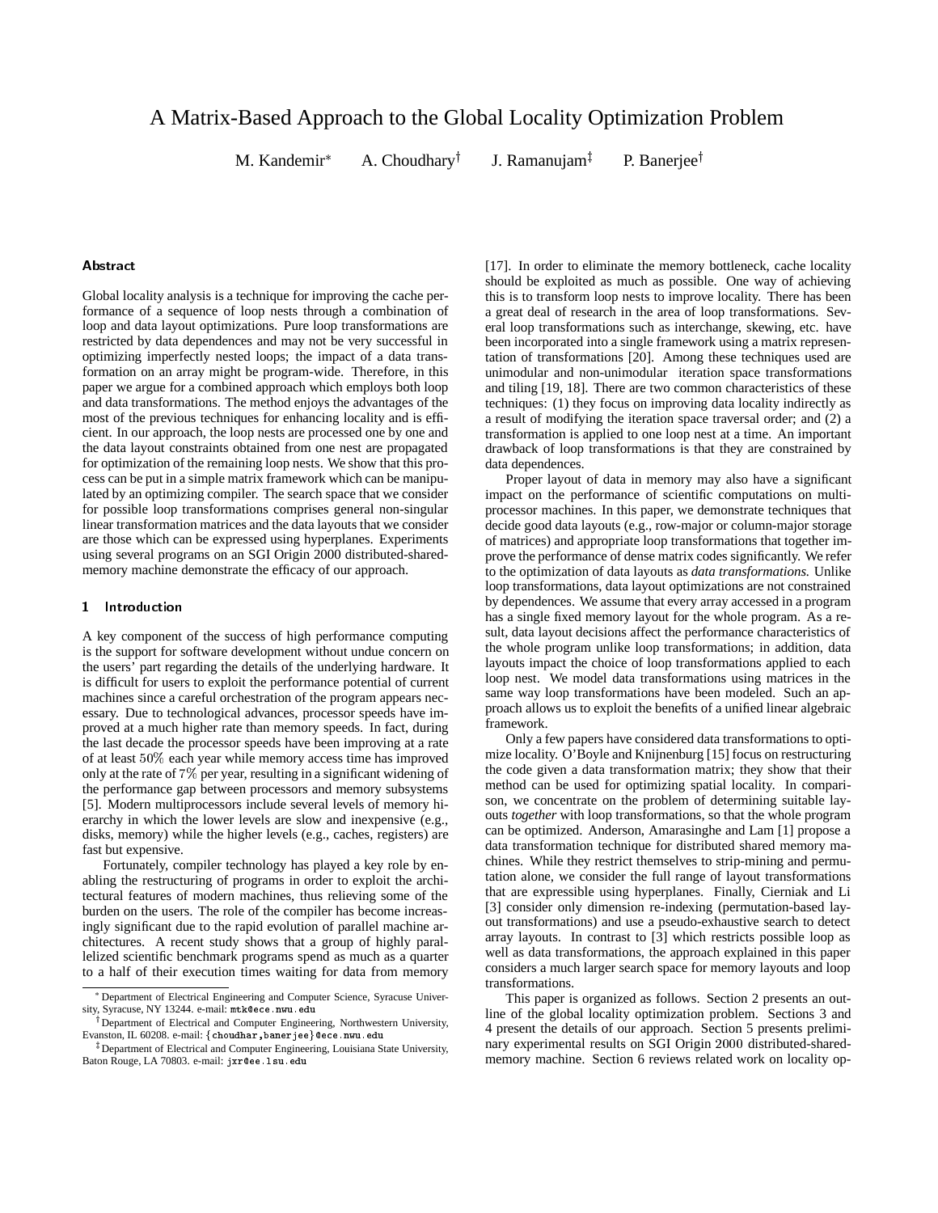# A Matrix-Based Approach to the Global Locality Optimization Problem

M. Kandemir* A. Choudhary† J. Ramanujam‡ P. Banerjee†

## Abstract

Global locality analysis is a technique for improving the cache performance of a sequence of loop nests through a combination of loop and data layout optimizations. Pure loop transformations are restricted by data dependences and may not be very successful in optimizing imperfectly nested loops; the impact of a data transformation on an array might be program-wide. Therefore, in this paper we argue for a combined approach which employs both loop and data transformations. The method enjoys the advantages of the most of the previous techniques for enhancing locality and is efficient. In our approach, the loop nests are processed one by one and the data layout constraints obtained from one nest are propagated for optimization of the remaining loop nests. We show that this process can be put in a simple matrix framework which can be manipulated by an optimizing compiler. The search space that we consider for possible loop transformations comprises general non-singular linear transformation matrices and the data layouts that we consider are those which can be expressed using hyperplanes. Experiments using several programs on an SGI Origin 2000 distributed-shared-memory machine demonstrate the efficacy of our approach.

## 1 Introduction

A key component of the success of high performance computing is the support for software development without undue concern on the users' part regarding the details of the underlying hardware. It is difficult for users to exploit the performance potential of current machines since a careful orchestration of the program appears necessary. Due to technological advances, processor speeds have improved at a much higher rate than memory speeds. In fact, during the last decade the processor speeds have been improving at a rate of at least $50\%$ each year while memory access time has improved only at the rate of $7\%$ per year, resulting in a significant widening of the performance gap between processors and memory subsystems [5]. Modern multiprocessors include several levels of memory hierarchy in which the lower levels are slow and inexpensive (e.g., disks, memory) while the higher levels (e.g., caches, registers) are fast but expensive.

Fortunately, compiler technology has played a key role by enabling the restructuring of programs in order to exploit the architectural features of modern machines, thus relieving some of the burden on the users. The role of the compiler has become increasingly significant due to the rapid evolution of parallel machine architectures. A recent study shows that a group of highly parallelized scientific benchmark programs spend as much as a quarter to a half of their execution times waiting for data from memory [17]. In order to eliminate the memory bottleneck, cache locality should be exploited as much as possible. One way of achieving this is to transform loop nests to improve locality. There has been a great deal of research in the area of loop transformations. Several loop transformations such as interchange, skewing, etc. have been incorporated into a single framework using a matrix representation of transformations [20]. Among these techniques used are unimodular and non-unimodular iteration space transformations and tiling [19, 18]. There are two common characteristics of these techniques: (1) they focus on improving data locality indirectly as a result of modifying the iteration space traversal order; and (2) a transformation is applied to one loop nest at a time. An important drawback of loop transformations is that they are constrained by data dependences.

Proper layout of data in memory may also have a significant impact on the performance of scientific computations on multiprocessor machines. In this paper, we demonstrate techniques that decide good data layouts (e.g., row-major or column-major storage of matrices) and appropriate loop transformations that together improve the performance of dense matrix codes significantly. We refer to the optimization of data layouts as *data transformations.* Unlike loop transformations, data layout optimizations are not constrained by dependences. We assume that every array accessed in a program has a single fixed memory layout for the whole program. As a result, data layout decisions affect the performance characteristics of the whole program unlike loop transformations; in addition, data layouts impact the choice of loop transformations applied to each loop nest. We model data transformations using matrices in the same way loop transformations have been modeled. Such an approach allows us to exploit the benefits of a unified linear algebraic framework.

Only a few papers have considered data transformations to optimize locality. O'Boyle and Knijnenburg [15] focus on restructuring the code given a data transformation matrix; they show that their method can be used for optimizing spatial locality. In comparison, we concentrate on the problem of determining suitable layouts *together* with loop transformations, so that the whole program can be optimized. Anderson, Amarasinghe and Lam [1] propose a data transformation technique for distributed shared memory machines. While they restrict themselves to strip-mining and permutation alone, we consider the full range of layout transformations that are expressible using hyperplanes. Finally, Cierniak and Li [3] consider only dimension re-indexing (permutation-based layout transformations) and use a pseudo-exhaustive search to detect array layouts. In contrast to [3] which restricts possible loop as well as data transformations, the approach explained in this paper considers a much larger search space for memory layouts and loop transformations.

This paper is organized as follows. Section 2 presents an outline of the global locality optimization problem. Sections 3 and 4 present the details of our approach. Section 5 presents preliminary experimental results on SGI Origin 2000 distributed-shared-memory machine. Section 6 reviews related work on locality op-

---

* Department of Electrical Engineering and Computer Science, Syracuse University, Syracuse, NY 13244. e-mail: mtk@ece.nwu.edu

† Department of Electrical and Computer Engineering, Northwestern University, Evanston, IL 60208. e-mail: {choudhar,banerjee}@ece.nwu.edu

‡ Department of Electrical and Computer Engineering, Louisiana State University, Baton Rouge, LA 70803. e-mail: jxr@ee.lsu.edu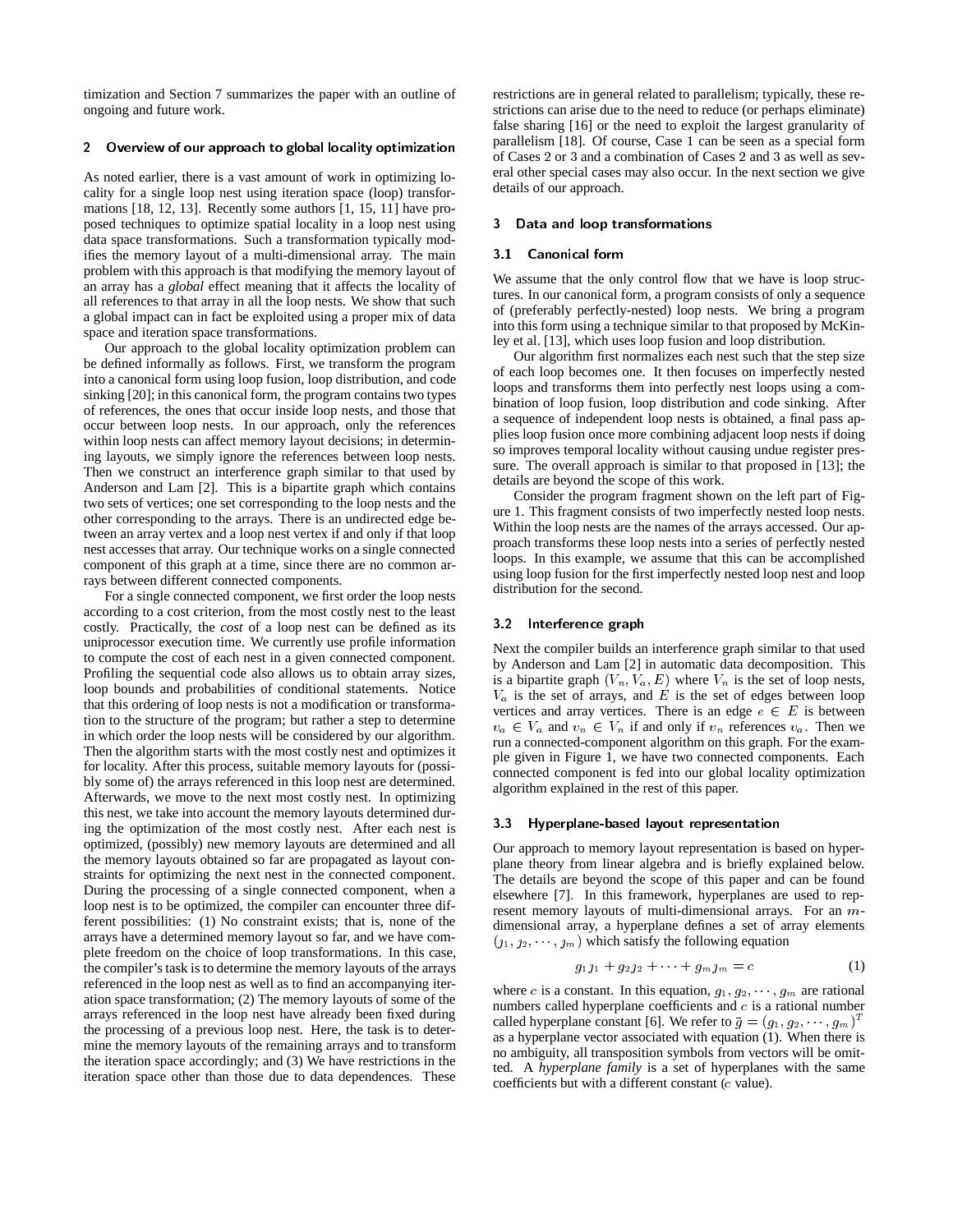timization and Section 7 summarizes the paper with an outline of ongoing and future work.

## 2 Overview of our approach to global locality optimization

As noted earlier, there is a vast amount of work in optimizing locality for a single loop nest using iteration space (loop) transformations [18, 12, 13]. Recently some authors [1, 15, 11] have proposed techniques to optimize spatial locality in a loop nest using data space transformations. Such a transformation typically modifies the memory layout of a multi-dimensional array. The main problem with this approach is that modifying the memory layout of an array has a *global* effect meaning that it affects the locality of all references to that array in all the loop nests. We show that such a global impact can in fact be exploited using a proper mix of data space and iteration space transformations.

Our approach to the global locality optimization problem can be defined informally as follows. First, we transform the program into a canonical form using loop fusion, loop distribution, and code sinking [20]; in this canonical form, the program contains two types of references, the ones that occur inside loop nests, and those that occur between loop nests. In our approach, only the references within loop nests can affect memory layout decisions; in determining layouts, we simply ignore the references between loop nests. Then we construct an interference graph similar to that used by Anderson and Lam [2]. This is a bipartite graph which contains two sets of vertices; one set corresponding to the loop nests and the other corresponding to the arrays. There is an undirected edge between an array vertex and a loop nest vertex if and only if that loop nest accesses that array. Our technique works on a single connected component of this graph at a time, since there are no common arrays between different connected components.

For a single connected component, we first order the loop nests according to a cost criterion, from the most costly nest to the least costly. Practically, the *cost* of a loop nest can be defined as its uniprocessor execution time. We currently use profile information to compute the cost of each nest in a given connected component. Profiling the sequential code also allows us to obtain array sizes, loop bounds and probabilities of conditional statements. Notice that this ordering of loop nests is not a modification or transformation to the structure of the program; but rather a step to determine in which order the loop nests will be considered by our algorithm. Then the algorithm starts with the most costly nest and optimizes it for locality. After this process, suitable memory layouts for (possibly some of) the arrays referenced in this loop nest are determined. Afterwards, we move to the next most costly nest. In optimizing this nest, we take into account the memory layouts determined during the optimization of the most costly nest. After each nest is optimized, (possibly) new memory layouts are determined and all the memory layouts obtained so far are propagated as layout constraints for optimizing the next nest in the connected component. During the processing of a single connected component, when a loop nest is to be optimized, the compiler can encounter three different possibilities: (1) No constraint exists; that is, none of the arrays have a determined memory layout so far, and we have complete freedom on the choice of loop transformations. In this case, the compiler's task is to determine the memory layouts of the arrays referenced in the loop nest as well as to find an accompanying iteration space transformation; (2) The memory layouts of some of the arrays referenced in the loop nest have already been fixed during the processing of a previous loop nest. Here, the task is to determine the memory layouts of the remaining arrays and to transform the iteration space accordingly; and (3) We have restrictions in the iteration space other than those due to data dependences. These restrictions are in general related to parallelism; typically, these restrictions can arise due to the need to reduce (or perhaps eliminate) false sharing [16] or the need to exploit the largest granularity of parallelism [18]. Of course, Case 1 can be seen as a special form of Cases 2 or 3 and a combination of Cases 2 and 3 as well as several other special cases may also occur. In the next section we give details of our approach.

## 3 Data and loop transformations

### 3.1 Canonical form

We assume that the only control flow that we have is loop structures. In our canonical form, a program consists of only a sequence of (preferably perfectly-nested) loop nests. We bring a program into this form using a technique similar to that proposed by McKinley et al. [13], which uses loop fusion and loop distribution.

Our algorithm first normalizes each nest such that the step size of each loop becomes one. It then focuses on imperfectly nested loops and transforms them into perfectly nest loops using a combination of loop fusion, loop distribution and code sinking. After a sequence of independent loop nests is obtained, a final pass applies loop fusion once more combining adjacent loop nests if doing so improves temporal locality without causing undue register pressure. The overall approach is similar to that proposed in [13]; the details are beyond the scope of this work.

Consider the program fragment shown on the left part of Figure 1. This fragment consists of two imperfectly nested loop nests. Within the loop nests are the names of the arrays accessed. Our approach transforms these loop nests into a series of perfectly nested loops. In this example, we assume that this can be accomplished using loop fusion for the first imperfectly nested loop nest and loop distribution for the second.

### 3.2 Interference graph

Next the compiler builds an interference graph similar to that used by Anderson and Lam [2] in automatic data decomposition. This is a bipartite graph $(V_n, V_a, E)$ where $V_n$ is the set of loop nests, $V_a$ is the set of arrays, and $E$ is the set of edges between loop vertices and array vertices. There is an edge $e \in E$ is between $v_a \in V_a$ and $v_n \in V_n$ if and only if $v_n$ references $v_a$. Then we run a connected-component algorithm on this graph. For the example given in Figure 1, we have two connected components. Each connected component is fed into our global locality optimization algorithm explained in the rest of this paper.

### 3.3 Hyperplane-based layout representation

Our approach to memory layout representation is based on hyperplane theory from linear algebra and is briefly explained below. The details are beyond the scope of this paper and can be found elsewhere [7]. In this framework, hyperplanes are used to represent memory layouts of multi-dimensional arrays. For an $m$-dimensional array, a hyperplane defines a set of array elements $(j_1, j_2, \cdots, j_m)$ which satisfy the following equation

$$g_1 j_1 + g_2 j_2 + \cdots + g_m j_m = c \qquad (1)$$

where $c$ is a constant. In this equation, $g_1, g_2, \cdots, g_m$ are rational numbers called hyperplane coefficients and $c$ is a rational number called hyperplane constant [6]. We refer to $\bar{g} = (g_1, g_2, \cdots, g_m)^T$ as a hyperplane vector associated with equation (1). When there is no ambiguity, all transposition symbols from vectors will be omitted. A *hyperplane family* is a set of hyperplanes with the same coefficients but with a different constant ($c$ value).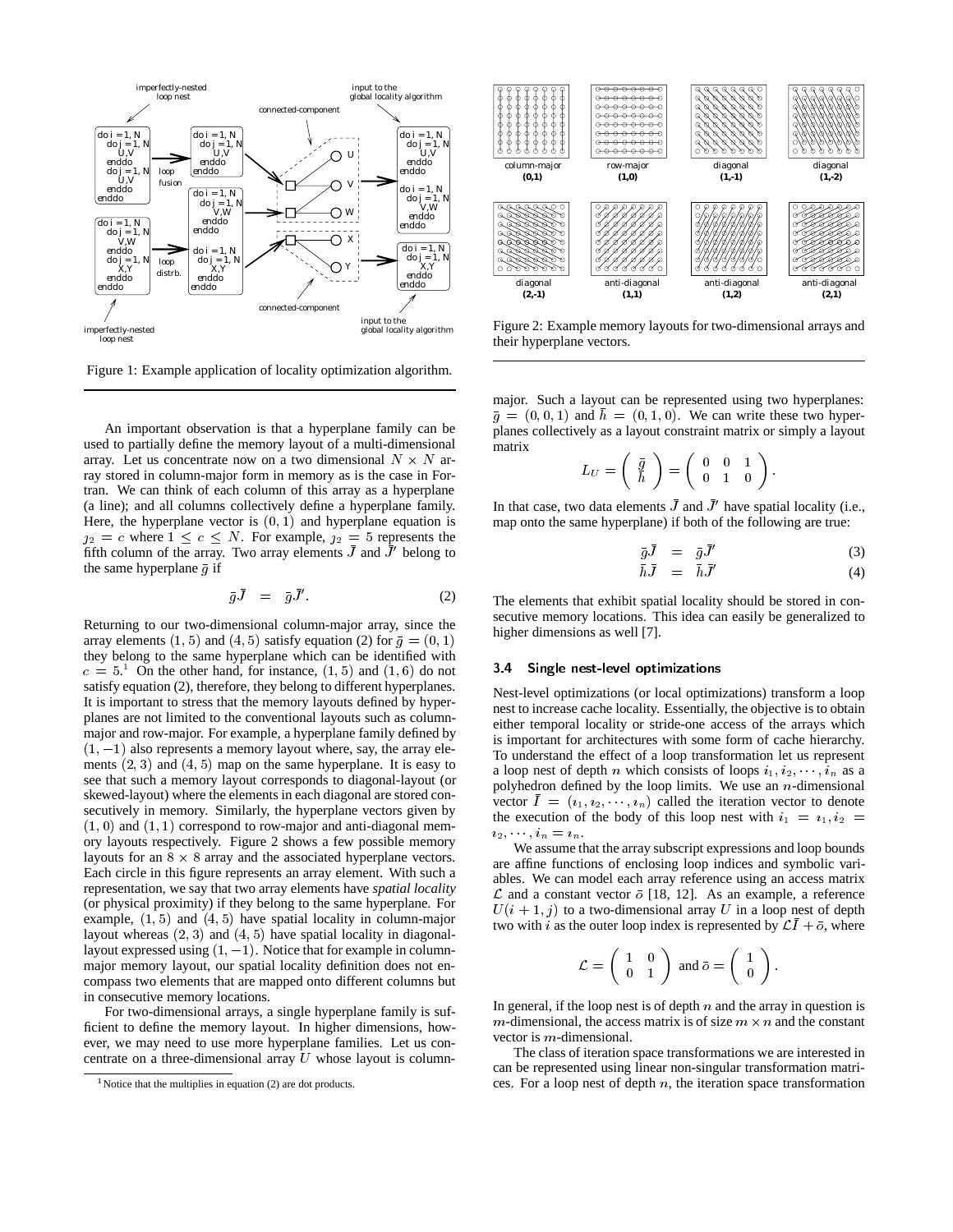Figure 1: Example application of locality optimization algorithm.

Figure 2: Example memory layouts for two-dimensional arrays and their hyperplane vectors.

An important observation is that a hyperplane family can be used to partially define the memory layout of a multi-dimensional array. Let us concentrate now on a two dimensional $N \times N$ array stored in column-major form in memory as is the case in Fortran. We can think of each column of this array as a hyperplane (a line); and all columns collectively define a hyperplane family. Here, the hyperplane vector is $(0, 1)$ and hyperplane equation is $\jmath_2 = c$ where $1 \leq c \leq N$. For example, $\jmath_2 = 5$ represents the fifth column of the array. Two array elements $\bar{J}$ and $\bar{J}'$ belong to the same hyperplane $\bar{g}$ if

$$\bar{g}\bar{J} \;\; = \;\; \bar{g}\bar{J}'. \tag{2}$$

Returning to our two-dimensional column-major array, since the array elements $(1, 5)$ and $(4, 5)$ satisfy equation (2) for $\bar{g} = (0, 1)$ they belong to the same hyperplane which can be identified with $c = 5$.[1] On the other hand, for instance, $(1, 5)$ and $(1, 6)$ do not satisfy equation (2), therefore, they belong to different hyperplanes. It is important to stress that the memory layouts defined by hyperplanes are not limited to the conventional layouts such as column-major and row-major. For example, a hyperplane family defined by $(1, -1)$ also represents a memory layout where, say, the array elements $(2, 3)$ and $(4, 5)$ map on the same hyperplane. It is easy to see that such a memory layout corresponds to diagonal-layout (or skewed-layout) where the elements in each diagonal are stored consecutively in memory. Similarly, the hyperplane vectors given by $(1, 0)$ and $(1, 1)$ correspond to row-major and anti-diagonal memory layouts respectively. Figure 2 shows a few possible memory layouts for an $8 \times 8$ array and the associated hyperplane vectors. Each circle in this figure represents an array element. With such a representation, we say that two array elements have *spatial locality* (or physical proximity) if they belong to the same hyperplane. For example, $(1, 5)$ and $(4, 5)$ have spatial locality in column-major layout whereas $(2, 3)$ and $(4, 5)$ have spatial locality in diagonal-layout expressed using $(1, -1)$. Notice that for example in column-major memory layout, our spatial locality definition does not encompass two elements that are mapped onto different columns but in consecutive memory locations.

For two-dimensional arrays, a single hyperplane family is sufficient to define the memory layout. In higher dimensions, however, we may need to use more hyperplane families. Let us concentrate on a three-dimensional array $U$ whose layout is column-major. Such a layout can be represented using two hyperplanes: $\bar{g} = (0, 0, 1)$ and $\bar{h} = (0, 1, 0)$. We can write these two hyperplanes collectively as a layout constraint matrix or simply a layout matrix

$$L_U = \begin{pmatrix} \bar{g} \\ \bar{h} \end{pmatrix} = \begin{pmatrix} 0 & 0 & 1 \\ 0 & 1 & 0 \end{pmatrix}.$$

In that case, two data elements $\bar{J}$ and $\bar{J}'$ have spatial locality (i.e., map onto the same hyperplane) if both of the following are true:

$$\bar{g}\bar{J} \;\; = \;\; \bar{g}\bar{J}' \tag{3}$$

$$\bar{h}\bar{J} \;\; = \;\; \bar{h}\bar{J}' \tag{4}$$

The elements that exhibit spatial locality should be stored in consecutive memory locations. This idea can easily be generalized to higher dimensions as well [7].

### 3.4 Single nest-level optimizations

Nest-level optimizations (or local optimizations) transform a loop nest to increase cache locality. Essentially, the objective is to obtain either temporal locality or stride-one access of the arrays which is important for architectures with some form of cache hierarchy. To understand the effect of a loop transformation let us represent a loop nest of depth $n$ which consists of loops $i_1, i_2, \cdots, i_n$ as a polyhedron defined by the loop limits. We use an $n$-dimensional vector $\bar{I} = (\imath_1, \imath_2, \cdots, \imath_n)$ called the iteration vector to denote the execution of the body of this loop nest with $i_1 = \imath_1, i_2 = \imath_2, \cdots, i_n = \imath_n$.

We assume that the array subscript expressions and loop bounds are affine functions of enclosing loop indices and symbolic variables. We can model each array reference using an access matrix $\mathcal{L}$ and a constant vector $\bar{o}$ [18, 12]. As an example, a reference $U(i + 1, j)$ to a two-dimensional array $U$ in a loop nest of depth two with $i$ as the outer loop index is represented by $\mathcal{L}\bar{I} + \bar{o}$, where

$$\mathcal{L} = \begin{pmatrix} 1 & 0 \\ 0 & 1 \end{pmatrix} \text{ and } \bar{o} = \begin{pmatrix} 1 \\ 0 \end{pmatrix}.$$

In general, if the loop nest is of depth $n$ and the array in question is $m$-dimensional, the access matrix is of size $m \times n$ and the constant vector is $m$-dimensional.

The class of iteration space transformations we are interested in can be represented using linear non-singular transformation matrices. For a loop nest of depth $n$, the iteration space transformation

[1] Notice that the multiplies in equation (2) are dot products.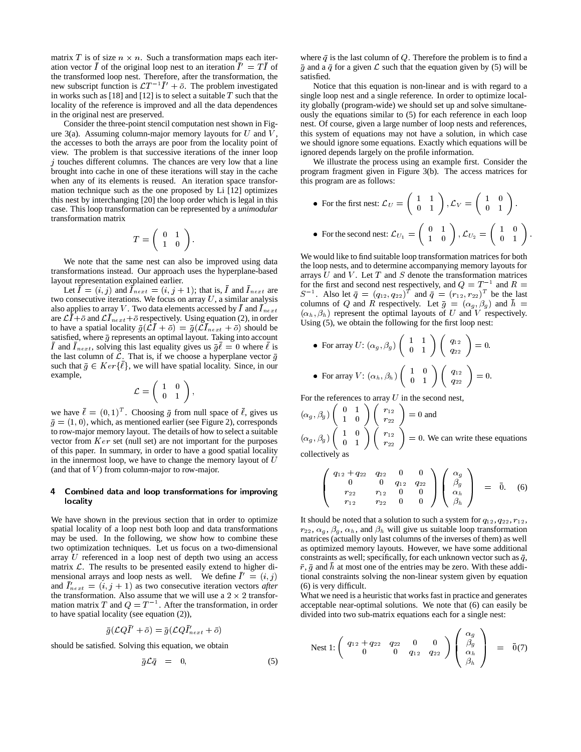matrix $T$ is of size $n \times n$. Such a transformation maps each iteration vector $\bar{I}$ of the original loop nest to an iteration $\bar{I}' = T\bar{I}$ of the transformed loop nest. Therefore, after the transformation, the new subscript function is $\mathcal{L}T^{-1}\bar{I}' + \bar{o}$. The problem investigated in works such as [18] and [12] is to select a suitable $T$ such that the locality of the reference is improved and all the data dependences in the original nest are preserved.

Consider the three-point stencil computation nest shown in Figure 3(a). Assuming column-major memory layouts for $U$ and $V$, the accesses to both the arrays are poor from the locality point of view. The problem is that successive iterations of the inner loop $j$ touches different columns. The chances are very low that a line brought into cache in one of these iterations will stay in the cache when any of its elements is reused. An iteration space transformation technique such as the one proposed by Li [12] optimizes this nest by interchanging [20] the loop order which is legal in this case. This loop transformation can be represented by a *unimodular* transformation matrix

$$T = \begin{pmatrix} 0 & 1 \\ 1 & 0 \end{pmatrix}.$$

We note that the same nest can also be improved using data transformations instead. Our approach uses the hyperplane-based layout representation explained earlier.

Let $\bar{I} = (i, j)$ and $\bar{I}_{next} = (i, j+1)$; that is, $\bar{I}$ and $\bar{I}_{next}$ are two consecutive iterations. We focus on array $U$, a similar analysis also applies to array $V$. Two data elements accessed by $\bar{I}$ and $\bar{I}_{next}$ are $\mathcal{L}\bar{I}+\bar{o}$ and $\mathcal{L}\bar{I}_{next}+\bar{o}$ respectively. Using equation (2), in order to have a spatial locality $\bar{g}(\mathcal{L}\bar{I} + \bar{o}) = \bar{g}(\mathcal{L}\bar{I}_{next} + \bar{o})$ should be satisfied, where $\bar{g}$ represents an optimal layout. Taking into account $\bar{I}$ and $\bar{I}_{next}$, solving this last equality gives us $\bar{g}\bar{\ell} = 0$ where $\bar{\ell}$ is the last column of $\mathcal{L}$. That is, if we choose a hyperplane vector $\bar{g}$ such that $\bar{g} \in Ker\{\bar{\ell}\}$, we will have spatial locality. Since, in our example,

$$\mathcal{L} = \begin{pmatrix} 1 & 0 \\ 0 & 1 \end{pmatrix},$$

we have $\bar{\ell} = (0, 1)^T$. Choosing $\bar{g}$ from null space of $\bar{\ell}$, gives us $\bar{g} = (1, 0)$, which, as mentioned earlier (see Figure 2), corresponds to row-major memory layout. The details of how to select a suitable vector from $Ker$ set (null set) are not important for the purposes of this paper. In summary, in order to have a good spatial locality in the innermost loop, we have to change the memory layout of $U$ (and that of $V$) from column-major to row-major.

## 4 Combined data and loop transformations for improving locality

We have shown in the previous section that in order to optimize spatial locality of a loop nest both loop and data transformations may be used. In the following, we show how to combine these two optimization techniques. Let us focus on a two-dimensional array $U$ referenced in a loop nest of depth two using an access matrix $\mathcal{L}$. The results to be presented easily extend to higher dimensional arrays and loop nests as well. We define $\bar{I}' = (i, j)$ and $\bar{I}'_{next} = (i, j+1)$ as two consecutive iteration vectors *after* the transformation. Also assume that we will use a $2 \times 2$ transformation matrix $T$ and $Q = T^{-1}$. After the transformation, in order to have spatial locality (see equation (2)),

$$\bar{g}(\mathcal{L}Q\bar{I}' + \bar{o}) = \bar{g}(\mathcal{L}Q\bar{I}'_{next} + \bar{o})$$

should be satisfied. Solving this equation, we obtain

$$\bar{g}\mathcal{L}\bar{q} \;\; = \;\; 0, \qquad (5)$$

where $\bar{q}$ is the last column of $Q$. Therefore the problem is to find a $\bar{g}$ and a $\bar{q}$ for a given $\mathcal{L}$ such that the equation given by (5) will be satisfied.

Notice that this equation is non-linear and is with regard to a single loop nest and a single reference. In order to optimize locality globally (program-wide) we should set up and solve simultaneously the equations similar to (5) for each reference in each loop nest. Of course, given a large number of loop nests and references, this system of equations may not have a solution, in which case we should ignore some equations. Exactly which equations will be ignored depends largely on the profile information.

We illustrate the process using an example first. Consider the program fragment given in Figure 3(b). The access matrices for this program are as follows:

- For the first nest: $\mathcal{L}_U = \begin{pmatrix} 1 & 1 \\ 0 & 1 \end{pmatrix}, \mathcal{L}_V = \begin{pmatrix} 1 & 0 \\ 0 & 1 \end{pmatrix}$.
- For the second nest: $\mathcal{L}_{U_1} = \begin{pmatrix} 0 & 1 \\ 1 & 0 \end{pmatrix}, \mathcal{L}_{U_2} = \begin{pmatrix} 1 & 0 \\ 0 & 1 \end{pmatrix}$.

We would like to find suitable loop transformation matrices for both the loop nests, and to determine accompanying memory layouts for arrays $U$ and $V$. Let $T$ and $S$ denote the transformation matrices for the first and second nest respectively, and $Q = T^{-1}$ and $R = S^{-1}$. Also let $\bar{q} = (q_{12}, q_{22})^T$ and $\bar{q} = (r_{12}, r_{22})^T$ be the last columns of $Q$ and $R$ respectively. Let $\bar{g} = (\alpha_g, \beta_g)$ and $\bar{h} = (\alpha_h, \beta_h)$ represent the optimal layouts of $U$ and $V$ respectively. Using (5), we obtain the following for the first loop nest:

- For array $U$: $(\alpha_g, \beta_g)\begin{pmatrix} 1 & 1 \\ 0 & 1 \end{pmatrix}\begin{pmatrix} q_{12} \\ q_{22} \end{pmatrix} = 0$.
- For array $V$: $(\alpha_h, \beta_h)\begin{pmatrix} 1 & 0 \\ 0 & 1 \end{pmatrix}\begin{pmatrix} q_{12} \\ q_{22} \end{pmatrix} = 0$.

For the references to array $U$ in the second nest,
$(\alpha_g, \beta_g)\begin{pmatrix} 0 & 1 \\ 1 & 0 \end{pmatrix}\begin{pmatrix} r_{12} \\ r_{22} \end{pmatrix} = 0$ and
$(\alpha_g, \beta_g)\begin{pmatrix} 1 & 0 \\ 0 & 1 \end{pmatrix}\begin{pmatrix} r_{12} \\ r_{22} \end{pmatrix} = 0$. We can write these equations collectively as

$$\begin{pmatrix} q_{12}+q_{22} & q_{22} & 0 & 0 \\ 0 & 0 & q_{12} & q_{22} \\ r_{22} & r_{12} & 0 & 0 \\ r_{12} & r_{22} & 0 & 0 \end{pmatrix}\begin{pmatrix} \alpha_g \\ \beta_g \\ \alpha_h \\ \beta_h \end{pmatrix} \;\; = \;\; \bar{0}. \qquad (6)$$

It should be noted that a solution to such a system for $q_{12}, q_{22}, r_{12}, r_{22}, \alpha_g, \beta_g, \alpha_h$, and $\beta_h$ will give us suitable loop transformation matrices (actually only last columns of the inverses of them) as well as optimized memory layouts. However, we have some additional constraints as well; specifically, for each unknown vector such as $\bar{q}$, $\bar{r}$, $\bar{g}$ and $\bar{h}$ at most one of the entries may be zero. With these additional constraints solving the non-linear system given by equation (6) is very difficult.

What we need is a heuristic that works fast in practice and generates acceptable near-optimal solutions. We note that (6) can easily be divided into two sub-matrix equations each for a single nest:

$$\text{Nest 1: } \begin{pmatrix} q_{12}+q_{22} & q_{22} & 0 & 0 \\ 0 & 0 & q_{12} & q_{22} \end{pmatrix}\begin{pmatrix} \alpha_g \\ \beta_g \\ \alpha_h \\ \beta_h \end{pmatrix} \;\; = \;\; \bar{0} \qquad (7)$$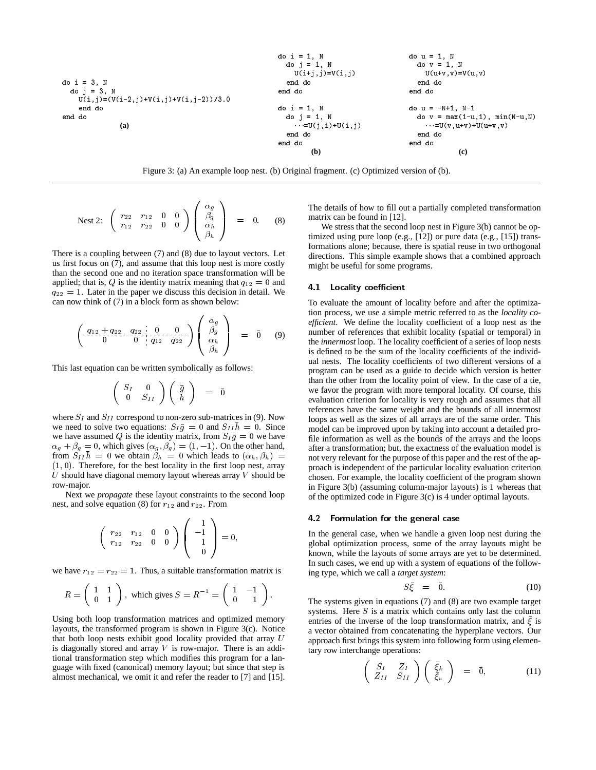```
do i = 3, N
  do j = 3, N
    U(i,j)=(V(i-2,j)+V(i,j)+V(i,j-2))/3.0
    end do
end do
```

**(a)**

```
do i = 1, N
  do j = 1, N
    U(i+j,j)=V(i,j)
  end do
end do

do i = 1, N
  do j = 1, N
    ···=U(j,i)+U(i,j)
  end do
end do
```

**(b)**

```
do u = 1, N
  do v = 1, N
    U(u+v,v)=V(u,v)
  end do
end do

do u = -N+1, N-1
  do v = max(1-u,1), min(N-u,N)
    ···=U(v,u+v)+U(u+v,v)
  end do
end do
```

**(c)**

Figure 3: (a) An example loop nest. (b) Original fragment. (c) Optimized version of (b).

$$\text{Nest 2:} \quad \begin{pmatrix} r_{22} & r_{12} & 0 & 0 \\ r_{12} & r_{22} & 0 & 0 \end{pmatrix} \begin{pmatrix} \alpha_g \\ \beta_g \\ \alpha_h \\ \beta_h \end{pmatrix} = 0. \quad (8)$$

There is a coupling between (7) and (8) due to layout vectors. Let us first focus on (7), and assume that this loop nest is more costly than the second one and no iteration space transformation will be applied; that is, $Q$ is the identity matrix meaning that $q_{12} = 0$ and $q_{22} = 1$. Later in the paper we discuss this decision in detail. We can now think of (7) in a block form as shown below:

$$\left( \begin{array}{cc:cc} q_{12}+q_{22} & q_{22} & 0 & 0 \\ \hdashline 0 & 0 & q_{12} & q_{22} \end{array} \right) \begin{pmatrix} \alpha_g \\ \beta_g \\ \alpha_h \\ \beta_h \end{pmatrix} = \bar{0} \quad (9)$$

This last equation can be written symbolically as follows:

$$\begin{pmatrix} S_I & 0 \\ 0 & S_{II} \end{pmatrix} \begin{pmatrix} \bar{g} \\ \bar{h} \end{pmatrix} = \bar{0}$$

where $S_I$ and $S_{II}$ correspond to non-zero sub-matrices in (9). Now we need to solve two equations: $S_I \bar{g} = 0$ and $S_{II} \bar{h} = 0$. Since we have assumed $Q$ is the identity matrix, from $S_I \bar{g} = 0$ we have $\alpha_g + \beta_g = 0$, which gives $(\alpha_g, \beta_g) = (1, -1)$. On the other hand, from $S_{II} \bar{h} = 0$ we obtain $\beta_h = 0$ which leads to $(\alpha_h, \beta_h) = (1, 0)$. Therefore, for the best locality in the first loop nest, array $U$ should have diagonal memory layout whereas array $V$ should be row-major.

Next we *propagate* these layout constraints to the second loop nest, and solve equation (8) for $r_{12}$ and $r_{22}$. From

$$\begin{pmatrix} r_{22} & r_{12} & 0 & 0 \\ r_{12} & r_{22} & 0 & 0 \end{pmatrix} \begin{pmatrix} 1 \\ -1 \\ 1 \\ 0 \end{pmatrix} = 0,$$

we have $r_{12} = r_{22} = 1$. Thus, a suitable transformation matrix is

$$R = \begin{pmatrix} 1 & 1 \\ 0 & 1 \end{pmatrix}, \text{ which gives } S = R^{-1} = \begin{pmatrix} 1 & -1 \\ 0 & 1 \end{pmatrix}.$$

Using both loop transformation matrices and optimized memory layouts, the transformed program is shown in Figure 3(c). Notice that both loop nests exhibit good locality provided that array $U$ is diagonally stored and array $V$ is row-major. There is an additional transformation step which modifies this program for a language with fixed (canonical) memory layout; but since that step is almost mechanical, we omit it and refer the reader to [7] and [15]. The details of how to fill out a partially completed transformation matrix can be found in [12].

We stress that the second loop nest in Figure 3(b) cannot be optimized using pure loop (e.g., [12]) or pure data (e.g., [15]) transformations alone; because, there is spatial reuse in two orthogonal directions. This simple example shows that a combined approach might be useful for some programs.

### 4.1 Locality coefficient

To evaluate the amount of locality before and after the optimization process, we use a simple metric referred to as the *locality coefficient*. We define the locality coefficient of a loop nest as the number of references that exhibit locality (spatial or temporal) in the *innermost* loop. The locality coefficient of a series of loop nests is defined to be the sum of the locality coefficients of the individual nests. The locality coefficients of two different versions of a program can be used as a guide to decide which version is better than the other from the locality point of view. In the case of a tie, we favor the program with more temporal locality. Of course, this evaluation criterion for locality is very rough and assumes that all references have the same weight and the bounds of all innermost loops as well as the sizes of all arrays are of the same order. This model can be improved upon by taking into account a detailed profile information as well as the bounds of the arrays and the loops after a transformation; but, the exactness of the evaluation model is not very relevant for the purpose of this paper and the rest of the approach is independent of the particular locality evaluation criterion chosen. For example, the locality coefficient of the program shown in Figure 3(b) (assuming column-major layouts) is 1 whereas that of the optimized code in Figure 3(c) is 4 under optimal layouts.

### 4.2 Formulation for the general case

In the general case, when we handle a given loop nest during the global optimization process, some of the array layouts might be known, while the layouts of some arrays are yet to be determined. In such cases, we end up with a system of equations of the following type, which we call a *target system*:

$$S\bar{\xi} = \bar{0}. \quad (10)$$

The systems given in equations (7) and (8) are two example target systems. Here $S$ is a matrix which contains only last the column entries of the inverse of the loop transformation matrix, and $\bar{\xi}$ is a vector obtained from concatenating the hyperplane vectors. Our approach first brings this system into following form using elementary row interchange operations:

$$\begin{pmatrix} S_I & Z_I \\ Z_{II} & S_{II} \end{pmatrix} \begin{pmatrix} \bar{\xi}_k \\ \bar{\xi}_u \end{pmatrix} = \bar{0}, \quad (11)$$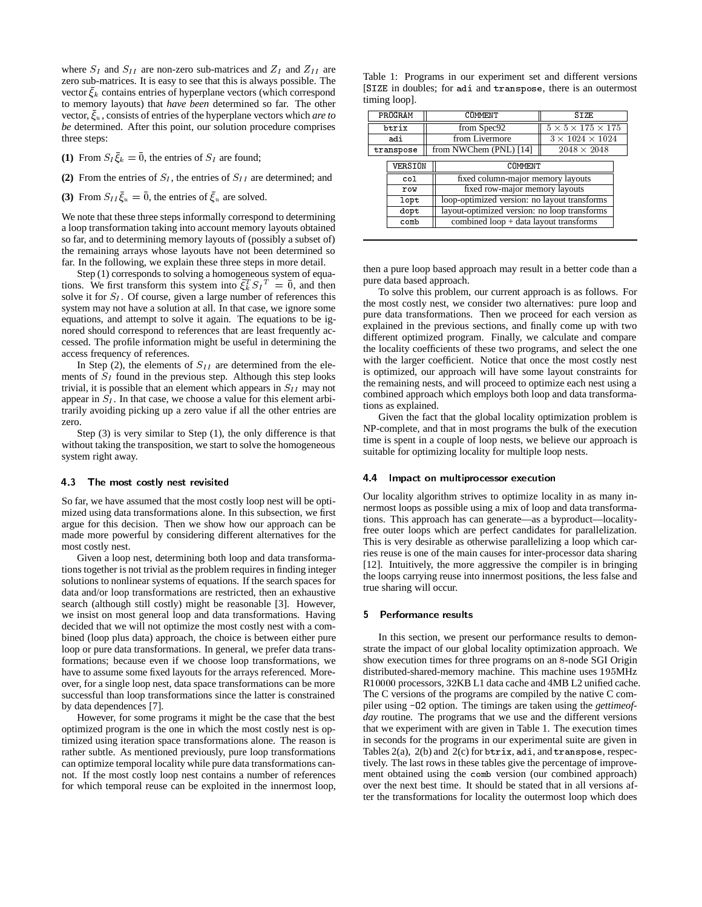where $S_I$ and $S_{II}$ are non-zero sub-matrices and $Z_I$ and $Z_{II}$ are zero sub-matrices. It is easy to see that this is always possible. The vector $\bar{\xi}_k$ contains entries of hyperplane vectors (which correspond to memory layouts) that *have been* determined so far. The other vector, $\bar{\xi}_u$, consists of entries of the hyperplane vectors which *are to be* determined. After this point, our solution procedure comprises three steps:

**(1)** From $S_I \bar{\xi}_k = \bar{0}$, the entries of $S_I$ are found;

**(2)** From the entries of $S_I$, the entries of $S_{II}$ are determined; and

**(3)** From $S_{II} \bar{\xi}_u = \bar{0}$, the entries of $\bar{\xi}_u$ are solved.

We note that these three steps informally correspond to determining a loop transformation taking into account memory layouts obtained so far, and to determining memory layouts of (possibly a subset of) the remaining arrays whose layouts have not been determined so far. In the following, we explain these three steps in more detail.

Step (1) corresponds to solving a homogeneous system of equations. We first transform this system into $\bar{\xi}_k^T {S_I}^T = \bar{0}$, and then solve it for $S_I$. Of course, given a large number of references this system may not have a solution at all. In that case, we ignore some equations, and attempt to solve it again. The equations to be ignored should correspond to references that are least frequently accessed. The profile information might be useful in determining the access frequency of references.

In Step (2), the elements of $S_{II}$ are determined from the elements of $S_I$ found in the previous step. Although this step looks trivial, it is possible that an element which appears in $S_{II}$ may not appear in $S_I$. In that case, we choose a value for this element arbitrarily avoiding picking up a zero value if all the other entries are zero.

Step (3) is very similar to Step (1), the only difference is that without taking the transposition, we start to solve the homogeneous system right away.

### 4.3 The most costly nest revisited

So far, we have assumed that the most costly loop nest will be optimized using data transformations alone. In this subsection, we first argue for this decision. Then we show how our approach can be made more powerful by considering different alternatives for the most costly nest.

Given a loop nest, determining both loop and data transformations together is not trivial as the problem requires in finding integer solutions to nonlinear systems of equations. If the search spaces for data and/or loop transformations are restricted, then an exhaustive search (although still costly) might be reasonable [3]. However, we insist on most general loop and data transformations. Having decided that we will not optimize the most costly nest with a combined (loop plus data) approach, the choice is between either pure loop or pure data transformations. In general, we prefer data transformations; because even if we choose loop transformations, we have to assume some fixed layouts for the arrays referenced. Moreover, for a single loop nest, data space transformations can be more successful than loop transformations since the latter is constrained by data dependences [7].

However, for some programs it might be the case that the best optimized program is the one in which the most costly nest is optimized using iteration space transformations alone. The reason is rather subtle. As mentioned previously, pure loop transformations can optimize temporal locality while pure data transformations cannot. If the most costly loop nest contains a number of references for which temporal reuse can be exploited in the innermost loop, then a pure loop based approach may result in a better code than a pure data based approach.

To solve this problem, our current approach is as follows. For the most costly nest, we consider two alternatives: pure loop and pure data transformations. Then we proceed for each version as explained in the previous sections, and finally come up with two different optimized program. Finally, we calculate and compare the locality coefficients of these two programs, and select the one with the larger coefficient. Notice that once the most costly nest is optimized, our approach will have some layout constraints for the remaining nests, and will proceed to optimize each nest using a combined approach which employs both loop and data transformations as explained.

Given the fact that the global locality optimization problem is NP-complete, and that in most programs the bulk of the execution time is spent in a couple of loop nests, we believe our approach is suitable for optimizing locality for multiple loop nests.

Table 1: Programs in our experiment set and different versions [SIZE in doubles; for adi and transpose, there is an outermost timing loop].

| PROGRAM | COMMENT | SIZE |
|---|---|---|
| btrix | from Spec92 | $5 \times 5 \times 175 \times 175$ |
| adi | from Livermore | $3 \times 1024 \times 1024$ |
| transpose | from NWChem (PNL) [14] | $2048 \times 2048$ |

| VERSION | COMMENT |
|---|---|
| col | fixed column-major memory layouts |
| row | fixed row-major memory layouts |
| lopt | loop-optimized version: no layout transforms |
| dopt | layout-optimized version: no loop transforms |
| comb | combined loop + data layout transforms |

### 4.4 Impact on multiprocessor execution

Our locality algorithm strives to optimize locality in as many innermost loops as possible using a mix of loop and data transformations. This approach has can generate—as a byproduct—locality-free outer loops which are perfect candidates for parallelization. This is very desirable as otherwise parallelizing a loop which carries reuse is one of the main causes for inter-processor data sharing [12]. Intuitively, the more aggressive the compiler is in bringing the loops carrying reuse into innermost positions, the less false and true sharing will occur.

## 5 Performance results

In this section, we present our performance results to demonstrate the impact of our global locality optimization approach. We show execution times for three programs on an 8-node SGI Origin distributed-shared-memory machine. This machine uses 195MHz R10000 processors, 32KB L1 data cache and 4MB L2 unified cache. The C versions of the programs are compiled by the native C compiler using -O2 option. The timings are taken using the *gettimeofday* routine. The programs that we use and the different versions that we experiment with are given in Table 1. The execution times in seconds for the programs in our experimental suite are given in Tables 2(a), 2(b) and 2(c) for btrix, adi, and transpose, respectively. The last rows in these tables give the percentage of improvement obtained using the comb version (our combined approach) over the next best time. It should be stated that in all versions after the transformations for locality the outermost loop which does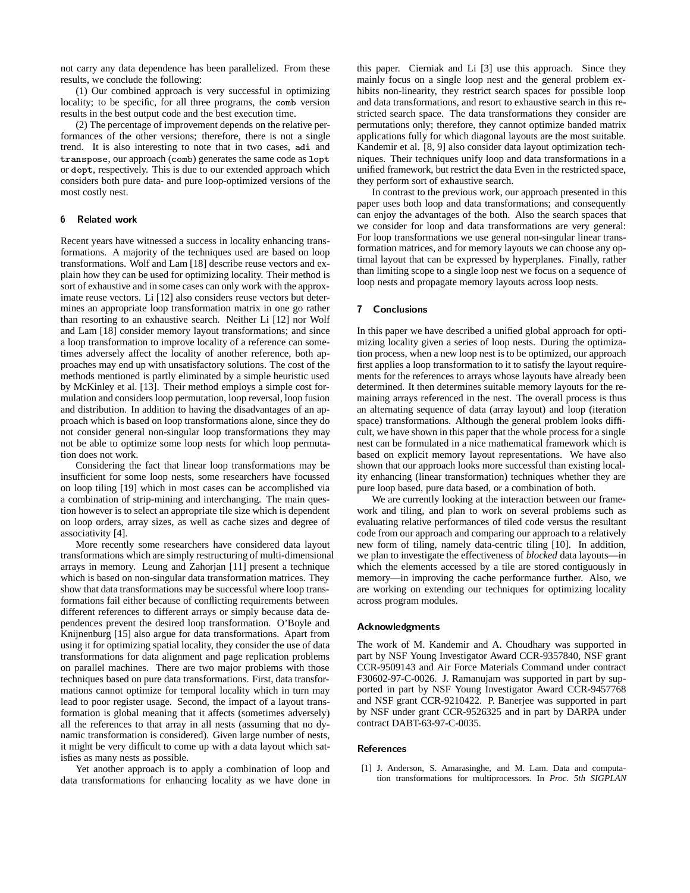not carry any data dependence has been parallelized. From these results, we conclude the following:

(1) Our combined approach is very successful in optimizing locality; to be specific, for all three programs, the `comb` version results in the best output code and the best execution time.

(2) The percentage of improvement depends on the relative performances of the other versions; therefore, there is not a single trend. It is also interesting to note that in two cases, `adi` and `transpose`, our approach (`comb`) generates the same code as `lopt` or `dopt`, respectively. This is due to our extended approach which considers both pure data- and pure loop-optimized versions of the most costly nest.

## 6 Related work

Recent years have witnessed a success in locality enhancing transformations. A majority of the techniques used are based on loop transformations. Wolf and Lam [18] describe reuse vectors and explain how they can be used for optimizing locality. Their method is sort of exhaustive and in some cases can only work with the approximate reuse vectors. Li [12] also considers reuse vectors but determines an appropriate loop transformation matrix in one go rather than resorting to an exhaustive search. Neither Li [12] nor Wolf and Lam [18] consider memory layout transformations; and since a loop transformation to improve locality of a reference can sometimes adversely affect the locality of another reference, both approaches may end up with unsatisfactory solutions. The cost of the methods mentioned is partly eliminated by a simple heuristic used by McKinley et al. [13]. Their method employs a simple cost formulation and considers loop permutation, loop reversal, loop fusion and distribution. In addition to having the disadvantages of an approach which is based on loop transformations alone, since they do not consider general non-singular loop transformations they may not be able to optimize some loop nests for which loop permutation does not work.

Considering the fact that linear loop transformations may be insufficient for some loop nests, some researchers have focussed on loop tiling [19] which in most cases can be accomplished via a combination of strip-mining and interchanging. The main question however is to select an appropriate tile size which is dependent on loop orders, array sizes, as well as cache sizes and degree of associativity [4].

More recently some researchers have considered data layout transformations which are simply restructuring of multi-dimensional arrays in memory. Leung and Zahorjan [11] present a technique which is based on non-singular data transformation matrices. They show that data transformations may be successful where loop transformations fail either because of conflicting requirements between different references to different arrays or simply because data dependences prevent the desired loop transformation. O'Boyle and Knijnenburg [15] also argue for data transformations. Apart from using it for optimizing spatial locality, they consider the use of data transformations for data alignment and page replication problems on parallel machines. There are two major problems with those techniques based on pure data transformations. First, data transformations cannot optimize for temporal locality which in turn may lead to poor register usage. Second, the impact of a layout transformation is global meaning that it affects (sometimes adversely) all the references to that array in all nests (assuming that no dynamic transformation is considered). Given large number of nests, it might be very difficult to come up with a data layout which satisfies as many nests as possible.

Yet another approach is to apply a combination of loop and data transformations for enhancing locality as we have done in this paper. Cierniak and Li [3] use this approach. Since they mainly focus on a single loop nest and the general problem exhibits non-linearity, they restrict search spaces for possible loop and data transformations, and resort to exhaustive search in this restricted search space. The data transformations they consider are permutations only; therefore, they cannot optimize banded matrix applications fully for which diagonal layouts are the most suitable. Kandemir et al. [8, 9] also consider data layout optimization techniques. Their techniques unify loop and data transformations in a unified framework, but restrict the data Even in the restricted space, they perform sort of exhaustive search.

In contrast to the previous work, our approach presented in this paper uses both loop and data transformations; and consequently can enjoy the advantages of the both. Also the search spaces that we consider for loop and data transformations are very general: For loop transformations we use general non-singular linear transformation matrices, and for memory layouts we can choose any optimal layout that can be expressed by hyperplanes. Finally, rather than limiting scope to a single loop nest we focus on a sequence of loop nests and propagate memory layouts across loop nests.

## 7 Conclusions

In this paper we have described a unified global approach for optimizing locality given a series of loop nests. During the optimization process, when a new loop nest is to be optimized, our approach first applies a loop transformation to it to satisfy the layout requirements for the references to arrays whose layouts have already been determined. It then determines suitable memory layouts for the remaining arrays referenced in the nest. The overall process is thus an alternating sequence of data (array layout) and loop (iteration space) transformations. Although the general problem looks difficult, we have shown in this paper that the whole process for a single nest can be formulated in a nice mathematical framework which is based on explicit memory layout representations. We have also shown that our approach looks more successful than existing locality enhancing (linear transformation) techniques whether they are pure loop based, pure data based, or a combination of both.

We are currently looking at the interaction between our framework and tiling, and plan to work on several problems such as evaluating relative performances of tiled code versus the resultant code from our approach and comparing our approach to a relatively new form of tiling, namely data-centric tiling [10]. In addition, we plan to investigate the effectiveness of *blocked* data layouts—in which the elements accessed by a tile are stored contiguously in memory—in improving the cache performance further. Also, we are working on extending our techniques for optimizing locality across program modules.

## Acknowledgments

The work of M. Kandemir and A. Choudhary was supported in part by NSF Young Investigator Award CCR-9357840, NSF grant CCR-9509143 and Air Force Materials Command under contract F30602-97-C-0026. J. Ramanujam was supported in part by supported in part by NSF Young Investigator Award CCR-9457768 and NSF grant CCR-9210422. P. Banerjee was supported in part by NSF under grant CCR-9526325 and in part by DARPA under contract DABT-63-97-C-0035.

## References

[1] J. Anderson, S. Amarasinghe, and M. Lam. Data and computation transformations for multiprocessors. In *Proc. 5th SIGPLAN*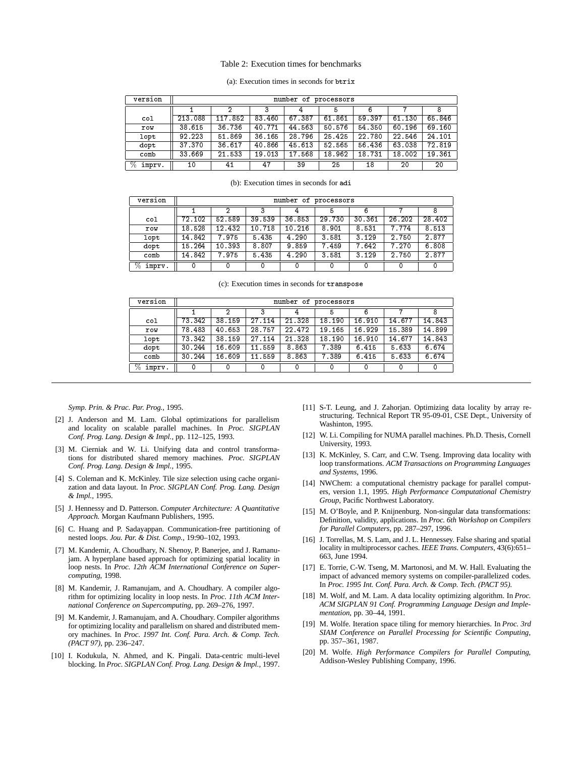Table 2: Execution times for benchmarks

(a): Execution times in seconds for `btrix`

| version | number of processors | | | | | | | |
|---|---|---|---|---|---|---|---|---|
| | 1 | 2 | 3 | 4 | 5 | 6 | 7 | 8 |
| col | 213.088 | 117.852 | 83.460 | 67.387 | 61.861 | 59.397 | 61.130 | 65.846 |
| row | 38.615 | 36.736 | 40.771 | 44.563 | 50.576 | 54.350 | 60.196 | 69.160 |
| lopt | 92.223 | 51.869 | 36.165 | 28.796 | 25.425 | 22.780 | 22.546 | 24.101 |
| dopt | 37.370 | 36.617 | 40.866 | 45.613 | 52.565 | 56.436 | 63.038 | 72.819 |
| comb | 33.669 | 21.533 | 19.013 | 17.568 | 18.962 | 18.731 | 18.002 | 19.361 |
| % imprv. | 10 | 41 | 47 | 39 | 25 | 18 | 20 | 20 |

(b): Execution times in seconds for `adi`

| version | number of processors | | | | | | | |
|---|---|---|---|---|---|---|---|---|
| | 1 | 2 | 3 | 4 | 5 | 6 | 7 | 8 |
| col | 72.102 | 52.589 | 39.539 | 36.853 | 29.730 | 30.361 | 26.202 | 28.402 |
| row | 18.528 | 12.432 | 10.718 | 10.216 | 8.901 | 8.531 | 7.774 | 8.513 |
| lopt | 14.842 | 7.975 | 5.435 | 4.290 | 3.581 | 3.129 | 2.750 | 2.877 |
| dopt | 15.264 | 10.393 | 8.807 | 9.859 | 7.459 | 7.642 | 7.270 | 6.808 |
| comb | 14.842 | 7.975 | 5.435 | 4.290 | 3.581 | 3.129 | 2.750 | 2.877 |
| % imprv. | 0 | 0 | 0 | 0 | 0 | 0 | 0 | 0 |

(c): Execution times in seconds for `transpose`

| version | number of processors | | | | | | | |
|---|---|---|---|---|---|---|---|---|
| | 1 | 2 | 3 | 4 | 5 | 6 | 7 | 8 |
| col | 73.342 | 38.159 | 27.114 | 21.328 | 18.190 | 16.910 | 14.677 | 14.843 |
| row | 78.483 | 40.653 | 28.757 | 22.472 | 19.165 | 16.929 | 15.389 | 14.899 |
| lopt | 73.342 | 38.159 | 27.114 | 21.328 | 18.190 | 16.910 | 14.677 | 14.843 |
| dopt | 30.244 | 16.609 | 11.559 | 8.863 | 7.389 | 6.415 | 5.633 | 6.674 |
| comb | 30.244 | 16.609 | 11.559 | 8.863 | 7.389 | 6.415 | 5.633 | 6.674 |
| % imprv. | 0 | 0 | 0 | 0 | 0 | 0 | 0 | 0 |

*Symp. Prin. & Prac. Par. Prog.*, 1995.

[2] J. Anderson and M. Lam. Global optimizations for parallelism and locality on scalable parallel machines. In *Proc. SIGPLAN Conf. Prog. Lang. Design & Impl.*, pp. 112–125, 1993.

[3] M. Cierniak and W. Li. Unifying data and control transformations for distributed shared memory machines. *Proc. SIGPLAN Conf. Prog. Lang. Design & Impl.*, 1995.

[4] S. Coleman and K. McKinley. Tile size selection using cache organization and data layout. In *Proc. SIGPLAN Conf. Prog. Lang. Design & Impl.*, 1995.

[5] J. Hennessy and D. Patterson. *Computer Architecture: A Quantitative Approach.* Morgan Kaufmann Publishers, 1995.

[6] C. Huang and P. Sadayappan. Communication-free partitioning of nested loops. *Jou. Par. & Dist. Comp.*, 19:90–102, 1993.

[7] M. Kandemir, A. Choudhary, N. Shenoy, P. Banerjee, and J. Ramanujam. A hyperplane based approach for optimizing spatial locality in loop nests. In *Proc. 12th ACM International Conference on Supercomputing*, 1998.

[8] M. Kandemir, J. Ramanujam, and A. Choudhary. A compiler algorithm for optimizing locality in loop nests. In *Proc. 11th ACM International Conference on Supercomputing*, pp. 269–276, 1997.

[9] M. Kandemir, J. Ramanujam, and A. Choudhary. Compiler algorithms for optimizing locality and parallelism on shared and distributed memory machines. In *Proc. 1997 Int. Conf. Para. Arch. & Comp. Tech. (PACT 97)*, pp. 236–247.

[10] I. Kodukula, N. Ahmed, and K. Pingali. Data-centric multi-level blocking. In *Proc. SIGPLAN Conf. Prog. Lang. Design & Impl.*, 1997.

[11] S-T. Leung, and J. Zahorjan. Optimizing data locality by array restructuring. Technical Report TR 95-09-01, CSE Dept., University of Washinton, 1995.

[12] W. Li. Compiling for NUMA parallel machines. Ph.D. Thesis, Cornell University, 1993.

[13] K. McKinley, S. Carr, and C.W. Tseng. Improving data locality with loop transformations. *ACM Transactions on Programming Languages and Systems*, 1996.

[14] NWChem: a computational chemistry package for parallel computers, version 1.1, 1995. *High Performance Computational Chemistry Group*, Pacific Northwest Laboratory.

[15] M. O'Boyle, and P. Knijnenburg. Non-singular data transformations: Definition, validity, applications. In *Proc. 6th Workshop on Compilers for Parallel Computers*, pp. 287–297, 1996.

[16] J. Torrellas, M. S. Lam, and J. L. Hennessey. False sharing and spatial locality in multiprocessor caches. *IEEE Trans. Computers*, 43(6):651–663, June 1994.

[17] E. Torrie, C-W. Tseng, M. Martonosi, and M. W. Hall. Evaluating the impact of advanced memory systems on compiler-parallelized codes. In *Proc. 1995 Int. Conf. Para. Arch. & Comp. Tech. (PACT 95).*

[18] M. Wolf, and M. Lam. A data locality optimizing algorithm. In *Proc. ACM SIGPLAN 91 Conf. Programming Language Design and Implementation*, pp. 30–44, 1991.

[19] M. Wolfe. Iteration space tiling for memory hierarchies. In *Proc. 3rd SIAM Conference on Parallel Processing for Scientific Computing*, pp. 357–361, 1987.

[20] M. Wolfe. *High Performance Compilers for Parallel Computing*, Addison-Wesley Publishing Company, 1996.